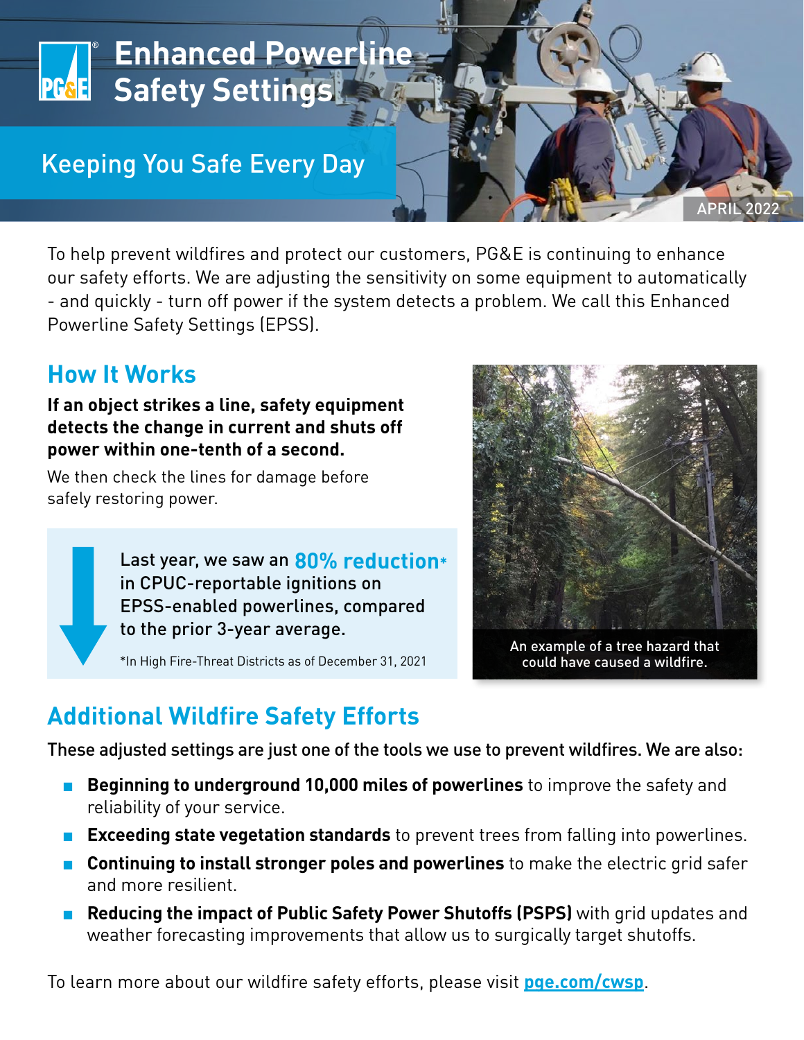# Enhanced Powerline Safety Settings

## Keeping You Safe Every Day

APRIL 2022

To help prevent wildfires and protect our customers, PG&E is continuing to enhance our safety efforts. We are adjusting the sensitivity on some equipment to automatically - and quickly - turn off power if the system detects a problem. We call this Enhanced Powerline Safety Settings (EPSS).

## How It Works

**If an object strikes a line, safety equipment detects the change in current and shuts off power within one-tenth of a second.**

We then check the lines for damage before safely restoring power.

Last year, we saw an **80% reduction*** in CPUC-reportable ignitions on EPSS-enabled powerlines, compared to the prior 3-year average.

*In High Fire-Threat Districts as of December 31, 2021

An example of a tree hazard that could have caused a wildfire.

## Additional Wildfire Safety Efforts

These adjusted settings are just one of the tools we use to prevent wildfires. We are also:

- **Beginning to underground 10,000 miles of powerlines** to improve the safety and reliability of your service.
- **Exceeding state vegetation standards** to prevent trees from falling into powerlines.
- **Continuing to install stronger poles and powerlines** to make the electric grid safer and more resilient.
- **Reducing the impact of Public Safety Power Shutoffs (PSPS)** with grid updates and weather forecasting improvements that allow us to surgically target shutoffs.

To learn more about our wildfire safety efforts, please visit **pge.com/cwsp**.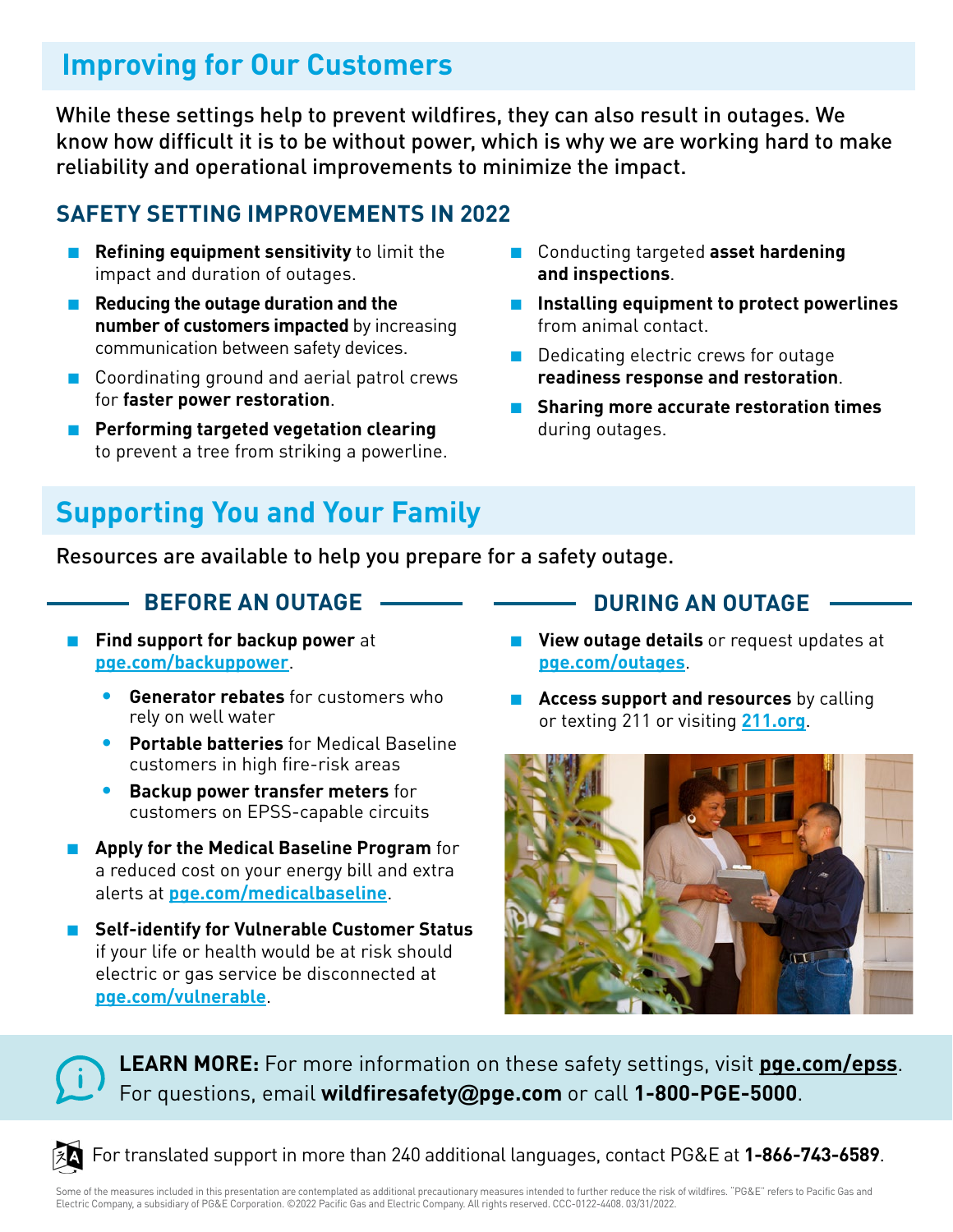## Improving for Our Customers

While these settings help to prevent wildfires, they can also result in outages. We know how difficult it is to be without power, which is why we are working hard to make reliability and operational improvements to minimize the impact.

### SAFETY SETTING IMPROVEMENTS IN 2022

- **Refining equipment sensitivity** to limit the impact and duration of outages.
- **Reducing the outage duration and the number of customers impacted** by increasing communication between safety devices.
- Coordinating ground and aerial patrol crews for **faster power restoration**.
- **Performing targeted vegetation clearing** to prevent a tree from striking a powerline.
- Conducting targeted **asset hardening and inspections**.
- **Installing equipment to protect powerlines** from animal contact.
- Dedicating electric crews for outage **readiness response and restoration**.
- **Sharing more accurate restoration times** during outages.

## Supporting You and Your Family

Resources are available to help you prepare for a safety outage.

### BEFORE AN OUTAGE

- **Find support for backup power** at pge.com/backuppower.
  - **Generator rebates** for customers who rely on well water
  - **Portable batteries** for Medical Baseline customers in high fire-risk areas
  - **Backup power transfer meters** for customers on EPSS-capable circuits
- **Apply for the Medical Baseline Program** for a reduced cost on your energy bill and extra alerts at pge.com/medicalbaseline.
- **Self-identify for Vulnerable Customer Status** if your life or health would be at risk should electric or gas service be disconnected at pge.com/vulnerable.

### DURING AN OUTAGE

- **View outage details** or request updates at pge.com/outages.
- **Access support and resources** by calling or texting 211 or visiting 211.org.

**LEARN MORE:** For more information on these safety settings, visit **pge.com/epss**. For questions, email **wildfiresafety@pge.com** or call **1-800-PGE-5000**.

For translated support in more than 240 additional languages, contact PG&E at **1-866-743-6589**.

Some of the measures included in this presentation are contemplated as additional precautionary measures intended to further reduce the risk of wildfires. "PG&E" refers to Pacific Gas and Electric Company, a subsidiary of PG&E Corporation. ©2022 Pacific Gas and Electric Company. All rights reserved. CCC-0122-4408. 03/31/2022.